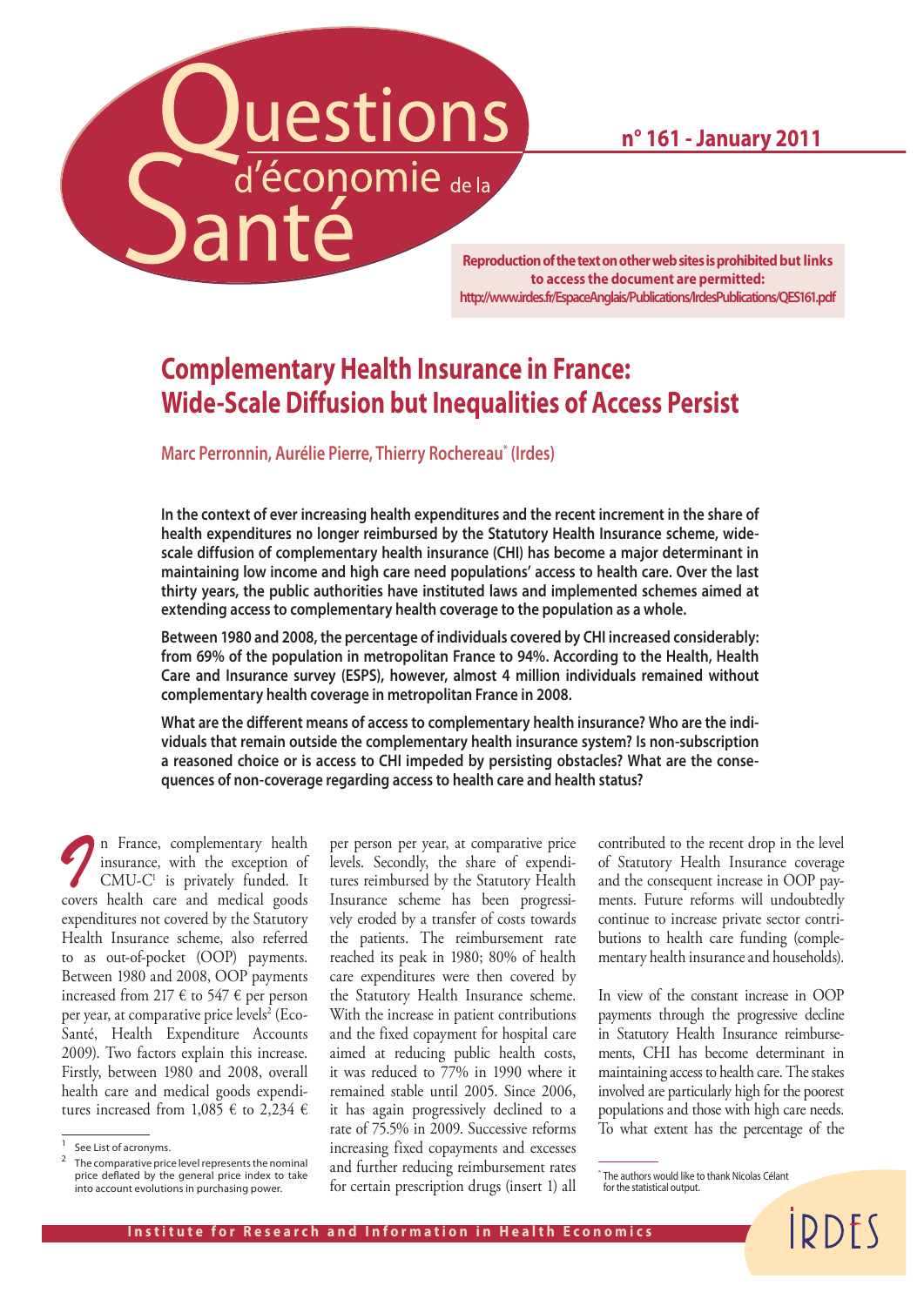# Questions d'économie de la Santé

**n° 161 - January 2011**

**Reproduction of the text on other web sites is prohibited but links to access the document are permitted: http://www.irdes.fr/EspaceAnglais/Publications/IrdesPublications/QES161.pdf**

## Complementary Health Insurance in France: Wide-Scale Diffusion but Inequalities of Access Persist

**Marc Perronnin, Aurélie Pierre, Thierry Rochereau\* (Irdes)**

**In the context of ever increasing health expenditures and the recent increment in the share of health expenditures no longer reimbursed by the Statutory Health Insurance scheme, wide-scale diffusion of complementary health insurance (CHI) has become a major determinant in maintaining low income and high care need populations' access to health care. Over the last thirty years, the public authorities have instituted laws and implemented schemes aimed at extending access to complementary health coverage to the population as a whole.**

**Between 1980 and 2008, the percentage of individuals covered by CHI increased considerably: from 69% of the population in metropolitan France to 94%. According to the Health, Health Care and Insurance survey (ESPS), however, almost 4 million individuals remained without complementary health coverage in metropolitan France in 2008.**

**What are the different means of access to complementary health insurance? Who are the individuals that remain outside the complementary health insurance system? Is non-subscription a reasoned choice or is access to CHI impeded by persisting obstacles? What are the consequences of non-coverage regarding access to health care and health status?**

In France, complementary health insurance, with the exception of CMU-C[1] is privately funded. It covers health care and medical goods expenditures not covered by the Statutory Health Insurance scheme, also referred to as out-of-pocket (OOP) payments. Between 1980 and 2008, OOP payments increased from 217 € to 547 € per person per year, at comparative price levels[2] (Eco-Santé, Health Expenditure Accounts 2009). Two factors explain this increase. Firstly, between 1980 and 2008, overall health care and medical goods expenditures increased from 1,085 € to 2,234 € per person per year, at comparative price levels. Secondly, the share of expenditures reimbursed by the Statutory Health Insurance scheme has been progressively eroded by a transfer of costs towards the patients. The reimbursement rate reached its peak in 1980; 80% of health care expenditures were then covered by the Statutory Health Insurance scheme. With the increase in patient contributions and the fixed copayment for hospital care aimed at reducing public health costs, it was reduced to 77% in 1990 where it remained stable until 2005. Since 2006, it has again progressively declined to a rate of 75.5% in 2009. Successive reforms increasing fixed copayments and excesses and further reducing reimbursement rates for certain prescription drugs (insert 1) all contributed to the recent drop in the level of Statutory Health Insurance coverage and the consequent increase in OOP payments. Future reforms will undoubtedly continue to increase private sector contributions to health care funding (complementary health insurance and households).

In view of the constant increase in OOP payments through the progressive decline in Statutory Health Insurance reimbursements, CHI has become determinant in maintaining access to health care. The stakes involved are particularly high for the poorest populations and those with high care needs. To what extent has the percentage of the

[1] See List of acronyms.

[2] The comparative price level represents the nominal price deflated by the general price index to take into account evolutions in purchasing power.

\* The authors would like to thank Nicolas Célant for the statistical output.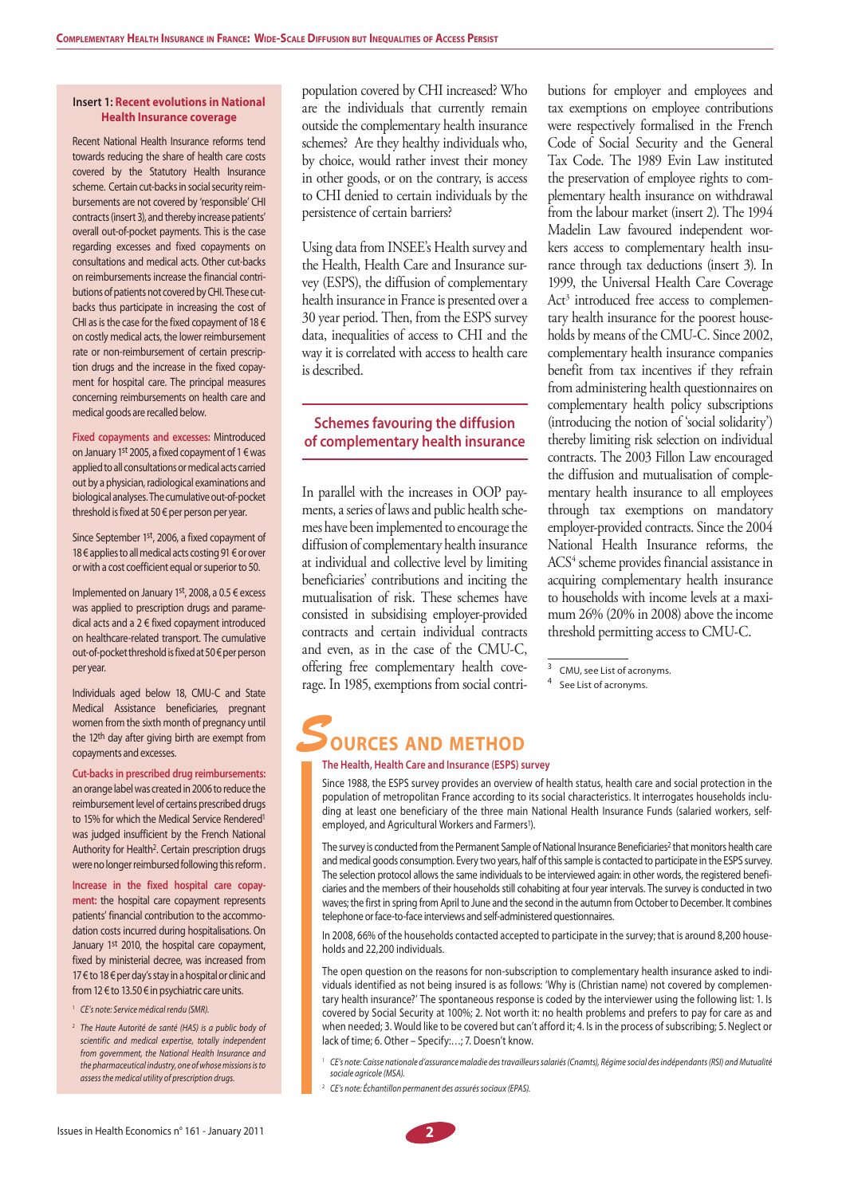### Insert 1: Recent evolutions in National Health Insurance coverage

Recent National Health Insurance reforms tend towards reducing the share of health care costs covered by the Statutory Health Insurance scheme. Certain cut-backs in social security reimbursements are not covered by 'responsible' CHI contracts (insert 3), and thereby increase patients' overall out-of-pocket payments. This is the case regarding excesses and fixed copayments on consultations and medical acts. Other cut-backs on reimbursements increase the financial contributions of patients not covered by CHI. These cut-backs thus participate in increasing the cost of CHI as is the case for the fixed copayment of 18 € on costly medical acts, the lower reimbursement rate or non-reimbursement of certain prescription drugs and the increase in the fixed copayment for hospital care. The principal measures concerning reimbursements on health care and medical goods are recalled below.

**Fixed copayments and excesses:** Mintroduced on January 1st 2005, a fixed copayment of 1 € was applied to all consultations or medical acts carried out by a physician, radiological examinations and biological analyses. The cumulative out-of-pocket threshold is fixed at 50 € per person per year.

Since September 1st, 2006, a fixed copayment of 18 € applies to all medical acts costing 91 € or over or with a cost coefficient equal or superior to 50.

Implemented on January 1st, 2008, a 0.5 € excess was applied to prescription drugs and paramedical acts and a 2 € fixed copayment introduced on healthcare-related transport. The cumulative out-of-pocket threshold is fixed at 50 € per person per year.

Individuals aged below 18, CMU-C and State Medical Assistance beneficiaries, pregnant women from the sixth month of pregnancy until the 12th day after giving birth are exempt from copayments and excesses.

**Cut-backs in prescribed drug reimbursements:** an orange label was created in 2006 to reduce the reimbursement level of certains prescribed drugs to 15% for which the Medical Service Rendered[1] was judged insufficient by the French National Authority for Health[2]. Certain prescription drugs were no longer reimbursed following this reform.

**Increase in the fixed hospital care copayment:** the hospital care copayment represents patients' financial contribution to the accommodation costs incurred during hospitalisations. On January 1st 2010, the hospital care copayment, fixed by ministerial decree, was increased from 17 € to 18 € per day's stay in a hospital or clinic and from 12 € to 13.50 € in psychiatric care units.

[1] *CE's note: Service médical rendu (SMR).*

[2] *The Haute Autorité de santé (HAS) is a public body of scientific and medical expertise, totally independent from government, the National Health Insurance and the pharmaceutical industry, one of whose missions is to assess the medical utility of prescription drugs.*

population covered by CHI increased? Who are the individuals that currently remain outside the complementary health insurance schemes? Are they healthy individuals who, by choice, would rather invest their money in other goods, or on the contrary, is access to CHI denied to certain individuals by the persistence of certain barriers?

Using data from INSEE's Health survey and the Health, Health Care and Insurance survey (ESPS), the diffusion of complementary health insurance in France is presented over a 30 year period. Then, from the ESPS survey data, inequalities of access to CHI and the way it is correlated with access to health care is described.

## Schemes favouring the diffusion of complementary health insurance

In parallel with the increases in OOP payments, a series of laws and public health schemes have been implemented to encourage the diffusion of complementary health insurance at individual and collective level by limiting beneficiaries' contributions and inciting the mutualisation of risk. These schemes have consisted in subsidising employer-provided contracts and certain individual contracts and even, as in the case of the CMU-C, offering free complementary health coverage. In 1985, exemptions from social contributions for employer and employees and tax exemptions on employee contributions were respectively formalised in the French Code of Social Security and the General Tax Code. The 1989 Evin Law instituted the preservation of employee rights to complementary health insurance on withdrawal from the labour market (insert 2). The 1994 Madelin Law favoured independent workers access to complementary health insurance through tax deductions (insert 3). In 1999, the Universal Health Care Coverage Act[3] introduced free access to complementary health insurance for the poorest households by means of the CMU-C. Since 2002, complementary health insurance companies benefit from tax incentives if they refrain from administering health questionnaires on complementary health policy subscriptions (introducing the notion of 'social solidarity') thereby limiting risk selection on individual contracts. The 2003 Fillon Law encouraged the diffusion and mutualisation of complementary health insurance to all employees through tax exemptions on mandatory employer-provided contracts. Since the 2004 National Health Insurance reforms, the ACS[4] scheme provides financial assistance in acquiring complementary health insurance to households with income levels at a maximum 26% (20% in 2008) above the income threshold permitting access to CMU-C.

[3] CMU, see List of acronyms.

[4] See List of acronyms.

## Sources and method

### The Health, Health Care and Insurance (ESPS) survey

Since 1988, the ESPS survey provides an overview of health status, health care and social protection in the population of metropolitan France according to its social characteristics. It interrogates households including at least one beneficiary of the three main National Health Insurance Funds (salaried workers, self-employed, and Agricultural Workers and Farmers[1]).

The survey is conducted from the Permanent Sample of National Insurance Beneficiaries[2] that monitors health care and medical goods consumption. Every two years, half of this sample is contacted to participate in the ESPS survey. The selection protocol allows the same individuals to be interviewed again: in other words, the registered beneficiaries and the members of their households still cohabiting at four year intervals. The survey is conducted in two waves; the first in spring from April to June and the second in the autumn from October to December. It combines telephone or face-to-face interviews and self-administered questionnaires.

In 2008, 66% of the households contacted accepted to participate in the survey; that is around 8,200 households and 22,200 individuals.

The open question on the reasons for non-subscription to complementary health insurance asked to individuals identified as not being insured is as follows: 'Why is (Christian name) not covered by complementary health insurance?' The spontaneous response is coded by the interviewer using the following list: 1. Is covered by Social Security at 100%; 2. Not worth it: no health problems and prefers to pay for care as and when needed; 3. Would like to be covered but can't afford it; 4. Is in the process of subscribing; 5. Neglect or lack of time; 6. Other – Specify:…; 7. Doesn't know.

[1] *CE's note: Caisse nationale d'assurance maladie des travailleurs salariés (Cnamts), Régime social des indépendants (RSI) and Mutualité sociale agricole (MSA).*

[2] *CE's note: Échantillon permanent des assurés sociaux (EPAS).*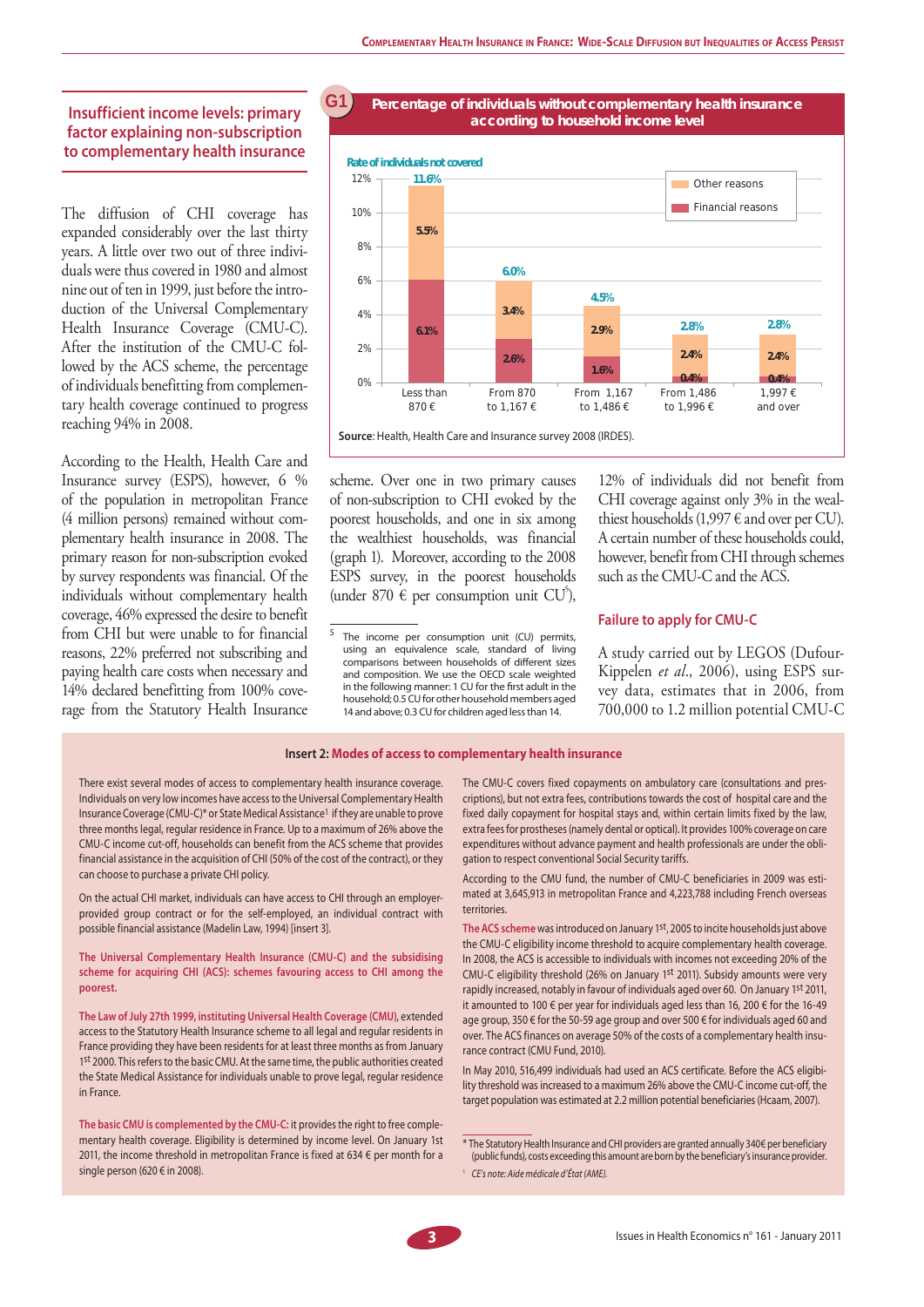## Insufficient income levels: primary factor explaining non-subscription to complementary health insurance

The diffusion of CHI coverage has expanded considerably over the last thirty years. A little over two out of three individuals were thus covered in 1980 and almost nine out of ten in 1999, just before the introduction of the Universal Complementary Health Insurance Coverage (CMU-C). After the institution of the CMU-C followed by the ACS scheme, the percentage of individuals benefitting from complementary health coverage continued to progress reaching 94% in 2008.

According to the Health, Health Care and Insurance survey (ESPS), however, 6 % of the population in metropolitan France (4 million persons) remained without complementary health insurance in 2008. The primary reason for non-subscription evoked by survey respondents was financial. Of the individuals without complementary health coverage, 46% expressed the desire to benefit from CHI but were unable to for financial reasons, 22% preferred not subscribing and paying health care costs when necessary and 14% declared benefitting from 100% coverage from the Statutory Health Insurance scheme. Over one in two primary causes of non-subscription to CHI evoked by the poorest households, and one in six among the wealthiest households, was financial (graph 1). Moreover, according to the 2008 ESPS survey, in the poorest households (under 870 € per consumption unit CU[5]), 12% of individuals did not benefit from CHI coverage against only 3% in the wealthiest households (1,997 € and over per CU). A certain number of these households could, however, benefit from CHI through schemes such as the CMU-C and the ACS.

**G1 Percentage of individuals without complementary health insurance according to household income level**

Rate of individuals not covered

| Household income level (per CU) | Financial reasons | Other reasons | Total |
|---|---|---|---|
| Less than 870 € | 6.1% | 5.5% | 11.6% |
| From 870 to 1,167 € | 2.6% | 3.4% | 6.0% |
| From 1,167 to 1,486 € | 1.6% | 2.9% | 4.5% |
| From 1,486 to 1,996 € | 0.4% | 2.4% | 2.8% |
| 1,997 € and over | 0.4% | 2.4% | 2.8% |

**Source**: Health, Health Care and Insurance survey 2008 (IRDES).

[5] The income per consumption unit (CU) permits, using an equivalence scale, standard of living comparisons between households of different sizes and composition. We use the OECD scale weighted in the following manner: 1 CU for the first adult in the household; 0.5 CU for other household members aged 14 and above; 0.3 CU for children aged less than 14.

### Failure to apply for CMU-C

A study carried out by LEGOS (Dufour-Kippelen *et al.*, 2006), using ESPS survey data, estimates that in 2006, from 700,000 to 1.2 million potential CMU-C

---

**Insert 2: Modes of access to complementary health insurance**

There exist several modes of access to complementary health insurance coverage. Individuals on very low incomes have access to the Universal Complementary Health Insurance Coverage (CMU-C)* or State Medical Assistance[1] if they are unable to prove three months legal, regular residence in France. Up to a maximum of 26% above the CMU-C income cut-off, households can benefit from the ACS scheme that provides financial assistance in the acquisition of CHI (50% of the cost of the contract), or they can choose to purchase a private CHI policy.

On the actual CHI market, individuals can have access to CHI through an employer-provided group contract or for the self-employed, an individual contract with possible financial assistance (Madelin Law, 1994) [insert 3].

**The Universal Complementary Health Insurance (CMU-C) and the subsidising scheme for acquiring CHI (ACS): schemes favouring access to CHI among the poorest.**

**The Law of July 27th 1999, instituting Universal Health Coverage (CMU)**, extended access to the Statutory Health Insurance scheme to all legal and regular residents in France providing they have been residents for at least three months as from January 1st 2000. This refers to the basic CMU. At the same time, the public authorities created the State Medical Assistance for individuals unable to prove legal, regular residence in France.

**The basic CMU is complemented by the CMU-C:** it provides the right to free complementary health coverage. Eligibility is determined by income level. On January 1st 2011, the income threshold in metropolitan France is fixed at 634 € per month for a single person (620 € in 2008).

The CMU-C covers fixed copayments on ambulatory care (consultations and prescriptions), but not extra fees, contributions towards the cost of hospital care and the fixed daily copayment for hospital stays and, within certain limits fixed by the law, extra fees for prostheses (namely dental or optical). It provides 100% coverage on care expenditures without advance payment and health professionals are under the obligation to respect conventional Social Security tariffs.

According to the CMU fund, the number of CMU-C beneficiaries in 2009 was estimated at 3,645,913 in metropolitan France and 4,223,788 including French overseas territories.

**The ACS scheme** was introduced on January 1st, 2005 to incite households just above the CMU-C eligibility income threshold to acquire complementary health coverage. In 2008, the ACS is accessible to individuals with incomes not exceeding 20% of the CMU-C eligibility threshold (26% on January 1st 2011). Subsidy amounts were very rapidly increased, notably in favour of individuals aged over 60. On January 1st 2011, it amounted to 100 € per year for individuals aged less than 16, 200 € for the 16-49 age group, 350 € for the 50-59 age group and over 500 € for individuals aged 60 and over. The ACS finances on average 50% of the costs of a complementary health insurance contract (CMU Fund, 2010).

In May 2010, 516,499 individuals had used an ACS certificate. Before the ACS eligibility threshold was increased to a maximum 26% above the CMU-C income cut-off, the target population was estimated at 2.2 million potential beneficiaries (Hcaam, 2007).

\* The Statutory Health Insurance and CHI providers are granted annually 340€ per beneficiary (public funds), costs exceeding this amount are born by the beneficiary's insurance provider.

[1] *CE's note: Aide médicale d'État (AME).*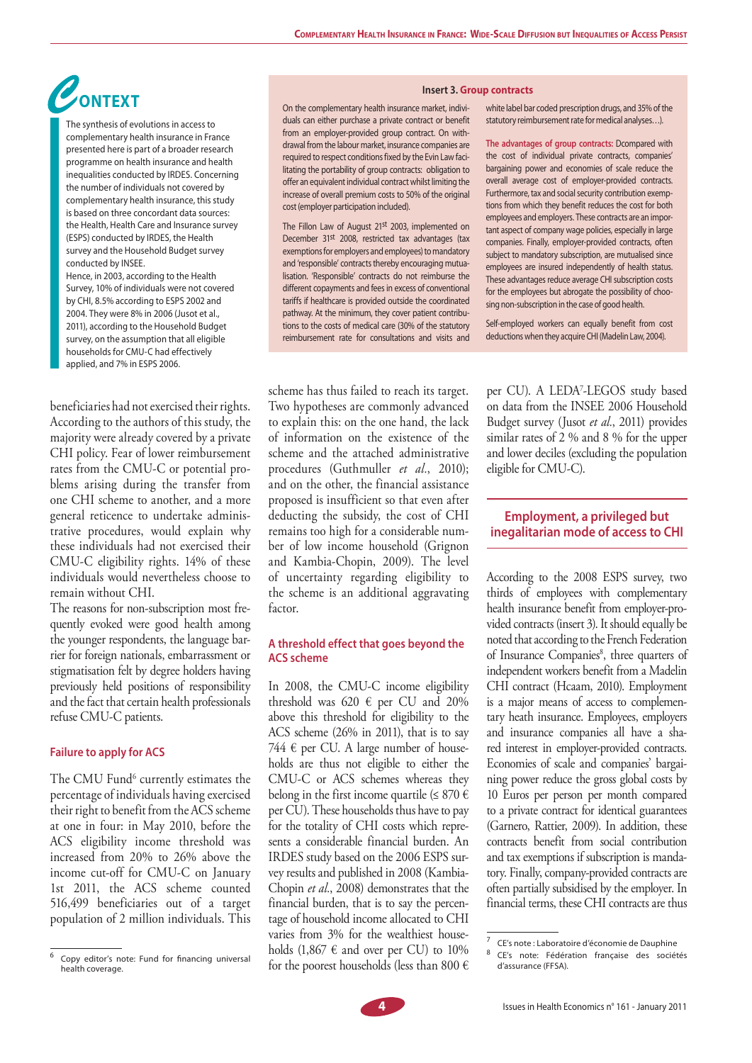## Context

The synthesis of evolutions in access to complementary health insurance in France presented here is part of a broader research programme on health insurance and health inequalities conducted by IRDES. Concerning the number of individuals not covered by complementary health insurance, this study is based on three concordant data sources: the Health, Health Care and Insurance survey (ESPS) conducted by IRDES, the Health survey and the Household Budget survey conducted by INSEE.

Hence, in 2003, according to the Health Survey, 10% of individuals were not covered by CHI, 8.5% according to ESPS 2002 and 2004. They were 8% in 2006 (Jusot et al., 2011), according to the Household Budget survey, on the assumption that all eligible households for CMU-C had effectively applied, and 7% in ESPS 2006.

### Insert 3. Group contracts

On the complementary health insurance market, individuals can either purchase a private contract or benefit from an employer-provided group contract. On withdrawal from the labour market, insurance companies are required to respect conditions fixed by the Evin Law facilitating the portability of group contracts: obligation to offer an equivalent individual contract whilst limiting the increase of overall premium costs to 50% of the original cost (employer participation included).

The Fillon Law of August 21st 2003, implemented on December 31st 2008, restricted tax advantages (tax exemptions for employers and employees) to mandatory and 'responsible' contracts thereby encouraging mutualisation. 'Responsible' contracts do not reimburse the different copayments and fees in excess of conventional tariffs if healthcare is provided outside the coordinated pathway. At the minimum, they cover patient contributions to the costs of medical care (30% of the statutory reimbursement rate for consultations and visits and white label bar coded prescription drugs, and 35% of the statutory reimbursement rate for medical analyses…).

**The advantages of group contracts:** Dcompared with the cost of individual private contracts, companies' bargaining power and economies of scale reduce the overall average cost of employer-provided contracts. Furthermore, tax and social security contribution exemptions from which they benefit reduces the cost for both employees and employers. These contracts are an important aspect of company wage policies, especially in large companies. Finally, employer-provided contracts, often subject to mandatory subscription, are mutualised since employees are insured independently of health status. These advantages reduce average CHI subscription costs for the employees but abrogate the possibility of choosing non-subscription in the case of good health.

Self-employed workers can equally benefit from cost deductions when they acquire CHI (Madelin Law, 2004).

beneficiaries had not exercised their rights. According to the authors of this study, the majority were already covered by a private CHI policy. Fear of lower reimbursement rates from the CMU-C or potential problems arising during the transfer from one CHI scheme to another, and a more general reticence to undertake administrative procedures, would explain why these individuals had not exercised their CMU-C eligibility rights. 14% of these individuals would nevertheless choose to remain without CHI.

The reasons for non-subscription most frequently evoked were good health among the younger respondents, the language barrier for foreign nationals, embarrassment or stigmatisation felt by degree holders having previously held positions of responsibility and the fact that certain health professionals refuse CMU-C patients.

### Failure to apply for ACS

The CMU Fund[6] currently estimates the percentage of individuals having exercised their right to benefit from the ACS scheme at one in four: in May 2010, before the ACS eligibility income threshold was increased from 20% to 26% above the income cut-off for CMU-C on January 1st 2011, the ACS scheme counted 516,499 beneficiaries out of a target population of 2 million individuals. This scheme has thus failed to reach its target. Two hypotheses are commonly advanced to explain this: on the one hand, the lack of information on the existence of the scheme and the attached administrative procedures (Guthmuller *et al.*, 2010); and on the other, the financial assistance proposed is insufficient so that even after deducting the subsidy, the cost of CHI remains too high for a considerable number of low income household (Grignon and Kambia-Chopin, 2009). The level of uncertainty regarding eligibility to the scheme is an additional aggravating factor.

### A threshold effect that goes beyond the ACS scheme

In 2008, the CMU-C income eligibility threshold was 620 € per CU and 20% above this threshold for eligibility to the ACS scheme (26% in 2011), that is to say 744 € per CU. A large number of households are thus not eligible to either the CMU-C or ACS schemes whereas they belong in the first income quartile (≤ 870 € per CU). These households thus have to pay for the totality of CHI costs which represents a considerable financial burden. An IRDES study based on the 2006 ESPS survey results and published in 2008 (Kambia-Chopin *et al.*, 2008) demonstrates that the financial burden, that is to say the percentage of household income allocated to CHI varies from 3% for the wealthiest households (1,867 € and over per CU) to 10% for the poorest households (less than 800 € per CU). A LEDA[7]-LEGOS study based on data from the INSEE 2006 Household Budget survey (Jusot *et al.*, 2011) provides similar rates of 2 % and 8 % for the upper and lower deciles (excluding the population eligible for CMU-C).

## Employment, a privileged but inegalitarian mode of access to CHI

According to the 2008 ESPS survey, two thirds of employees with complementary health insurance benefit from employer-provided contracts (insert 3). It should equally be noted that according to the French Federation of Insurance Companies[8], three quarters of independent workers benefit from a Madelin CHI contract (Hcaam, 2010). Employment is a major means of access to complementary heath insurance. Employees, employers and insurance companies all have a shared interest in employer-provided contracts. Economies of scale and companies' bargaining power reduce the gross global costs by 10 Euros per person per month compared to a private contract for identical guarantees (Garnero, Rattier, 2009). In addition, these contracts benefit from social contribution and tax exemptions if subscription is mandatory. Finally, company-provided contracts are often partially subsidised by the employer. In financial terms, these CHI contracts are thus

[6] Copy editor's note: Fund for financing universal health coverage.

[7] CE's note : Laboratoire d'économie de Dauphine

[8] CE's note: Fédération française des sociétés d'assurance (FFSA).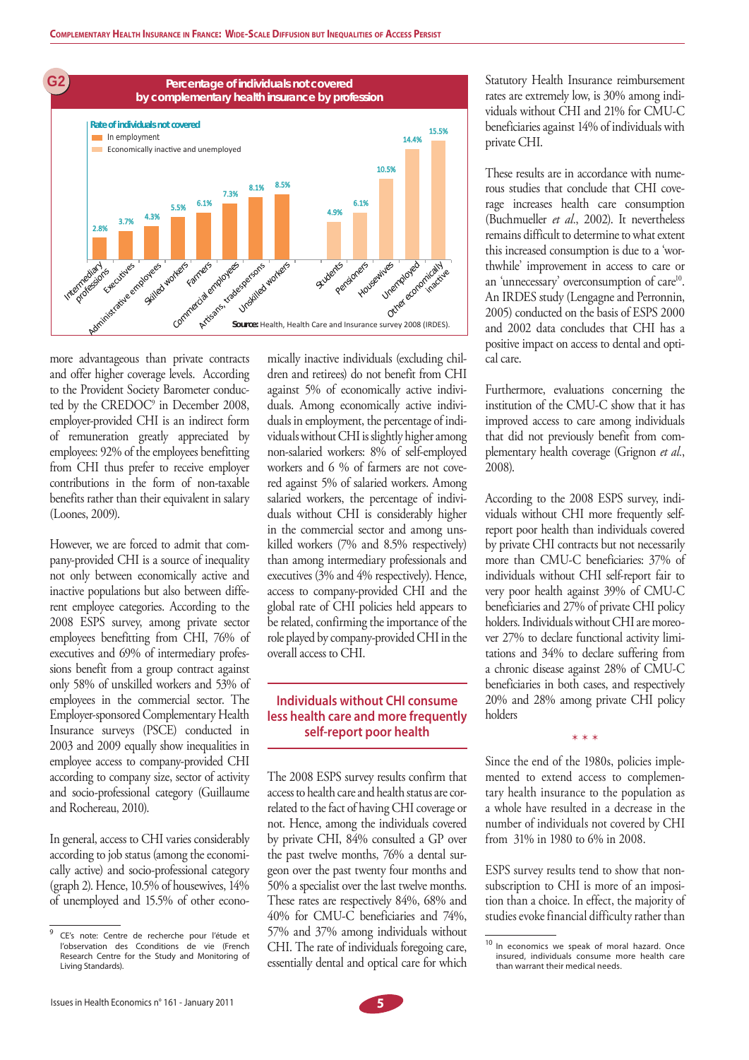**G2 — Percentage of individuals not covered by complementary health insurance by profession**

Rate of individuals not covered

| Profession | Status | Rate |
|---|---|---|
| Intermediary professions | In employment | 2.8% |
| Executives | In employment | 3.7% |
| Administrative employees | In employment | 4.3% |
| Skilled workers | In employment | 5.5% |
| Farmers | In employment | 6.1% |
| Commercial employees | In employment | 7.3% |
| Artisans, tradespersons | In employment | 8.1% |
| Unskilled workers | In employment | 8.5% |
| Students | Economically inactive and unemployed | 4.9% |
| Pensioners | Economically inactive and unemployed | 6.1% |
| Housewives | Economically inactive and unemployed | 10.5% |
| Unemployed | Economically inactive and unemployed | 14.4% |
| Other economically inactive | Economically inactive and unemployed | 15.5% |

**Source:** Health, Health Care and Insurance survey 2008 (IRDES).

more advantageous than private contracts and offer higher coverage levels. According to the Provident Society Barometer conducted by the CREDOC[9] in December 2008, employer-provided CHI is an indirect form of remuneration greatly appreciated by employees: 92% of the employees benefitting from CHI thus prefer to receive employer contributions in the form of non-taxable benefits rather than their equivalent in salary (Loones, 2009).

However, we are forced to admit that company-provided CHI is a source of inequality not only between economically active and inactive populations but also between different employee categories. According to the 2008 ESPS survey, among private sector employees benefitting from CHI, 76% of executives and 69% of intermediary professions benefit from a group contract against only 58% of unskilled workers and 53% of employees in the commercial sector. The Employer-sponsored Complementary Health Insurance surveys (PSCE) conducted in 2003 and 2009 equally show inequalities in employee access to company-provided CHI according to company size, sector of activity and socio-professional category (Guillaume and Rochereau, 2010).

In general, access to CHI varies considerably according to job status (among the economically active) and socio-professional category (graph 2). Hence, 10.5% of housewives, 14% of unemployed and 15.5% of other economically inactive individuals (excluding children and retirees) do not benefit from CHI against 5% of economically active individuals. Among economically active individuals in employment, the percentage of individuals without CHI is slightly higher among non-salaried workers: 8% of self-employed workers and 6 % of farmers are not covered against 5% of salaried workers. Among salaried workers, the percentage of individuals without CHI is considerably higher in the commercial sector and among unskilled workers (7% and 8.5% respectively) than among intermediary professionals and executives (3% and 4% respectively). Hence, access to company-provided CHI and the global rate of CHI policies held appears to be related, confirming the importance of the role played by company-provided CHI in the overall access to CHI.

## Individuals without CHI consume less health care and more frequently self-report poor health

The 2008 ESPS survey results confirm that access to health care and health status are correlated to the fact of having CHI coverage or not. Hence, among the individuals covered by private CHI, 84% consulted a GP over the past twelve months, 76% a dental surgeon over the past twenty four months and 50% a specialist over the last twelve months. These rates are respectively 84%, 68% and 40% for CMU-C beneficiaries and 74%, 57% and 37% among individuals without CHI. The rate of individuals foregoing care, essentially dental and optical care for which Statutory Health Insurance reimbursement rates are extremely low, is 30% among individuals without CHI and 21% for CMU-C beneficiaries against 14% of individuals with private CHI.

These results are in accordance with numerous studies that conclude that CHI coverage increases health care consumption (Buchmueller *et al.*, 2002). It nevertheless remains difficult to determine to what extent this increased consumption is due to a 'worthwhile' improvement in access to care or an 'unnecessary' overconsumption of care[10]. An IRDES study (Lengagne and Perronnin, 2005) conducted on the basis of ESPS 2000 and 2002 data concludes that CHI has a positive impact on access to dental and optical care.

Furthermore, evaluations concerning the institution of the CMU-C show that it has improved access to care among individuals that did not previously benefit from complementary health coverage (Grignon *et al.*, 2008).

According to the 2008 ESPS survey, individuals without CHI more frequently self-report poor health than individuals covered by private CHI contracts but not necessarily more than CMU-C beneficiaries: 37% of individuals without CHI self-report fair to very poor health against 39% of CMU-C beneficiaries and 27% of private CHI policy holders. Individuals without CHI are moreover 27% to declare functional activity limitations and 34% to declare suffering from a chronic disease against 28% of CMU-C beneficiaries in both cases, and respectively 20% and 28% among private CHI policy holders

\* \* \*

Since the end of the 1980s, policies implemented to extend access to complementary health insurance to the population as a whole have resulted in a decrease in the number of individuals not covered by CHI from 31% in 1980 to 6% in 2008.

ESPS survey results tend to show that non-subscription to CHI is more of an imposition than a choice. In effect, the majority of studies evoke financial difficulty rather than

---

[9] CE's note: Centre de recherche pour l'étude et l'observation des Cconditions de vie (French Research Centre for the Study and Monitoring of Living Standards).

[10] In economics we speak of moral hazard. Once insured, individuals consume more health care than warrant their medical needs.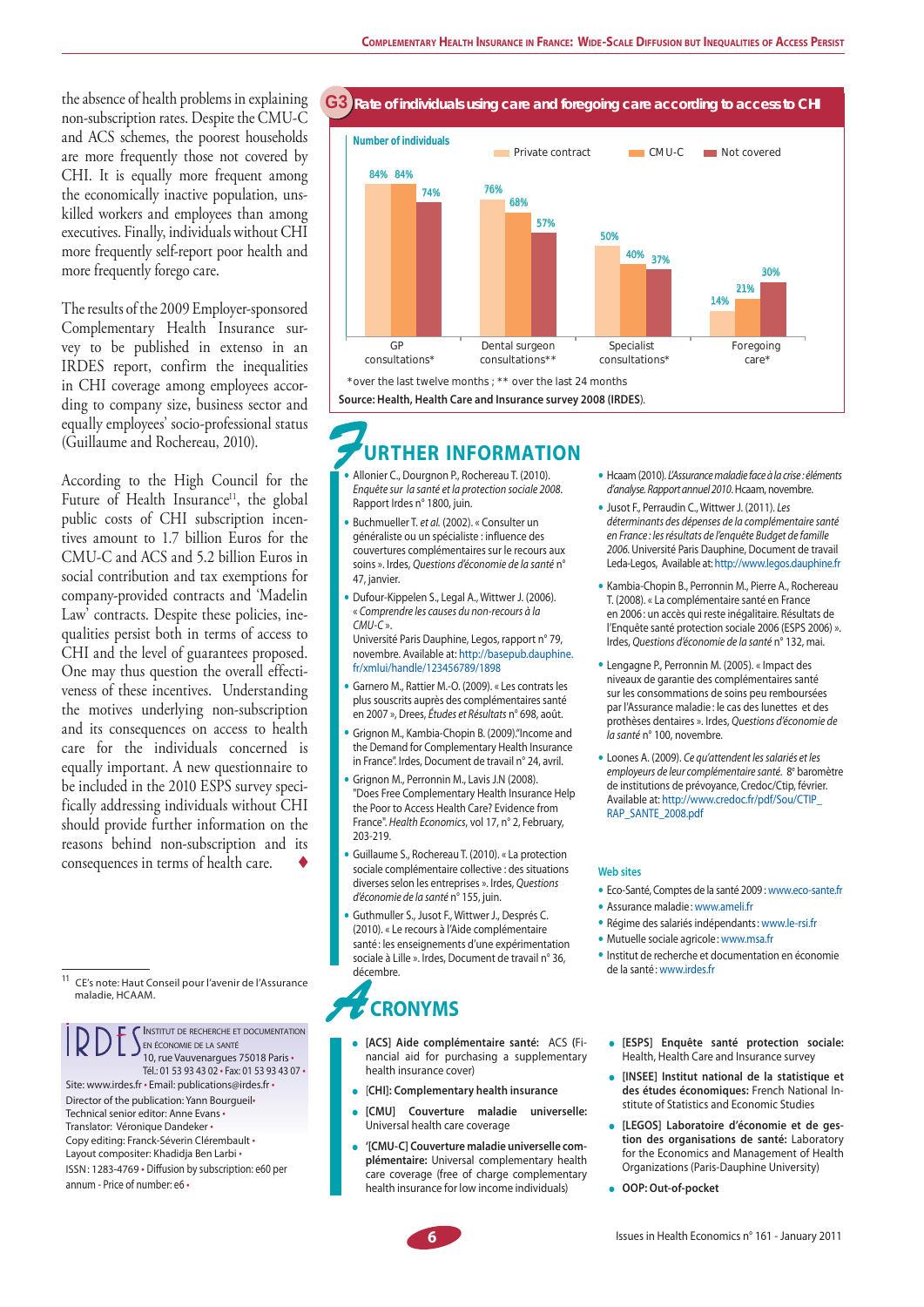the absence of health problems in explaining non-subscription rates. Despite the CMU-C and ACS schemes, the poorest households are more frequently those not covered by CHI. It is equally more frequent among the economically inactive population, unskilled workers and employees than among executives. Finally, individuals without CHI more frequently self-report poor health and more frequently forego care.

The results of the 2009 Employer-sponsored Complementary Health Insurance survey to be published in extenso in an IRDES report, confirm the inequalities in CHI coverage among employees according to company size, business sector and equally employees' socio-professional status (Guillaume and Rochereau, 2010).

According to the High Council for the Future of Health Insurance[11], the global public costs of CHI subscription incentives amount to 1.7 billion Euros for the CMU-C and ACS and 5.2 billion Euros in social contribution and tax exemptions for company-provided contracts and 'Madelin Law' contracts. Despite these policies, inequalities persist both in terms of access to CHI and the level of guarantees proposed. One may thus question the overall effectiveness of these incentives. Understanding the motives underlying non-subscription and its consequences on access to health care for the individuals concerned is equally important. A new questionnaire to be included in the 2010 ESPS survey specifically addressing individuals without CHI should provide further information on the reasons behind non-subscription and its consequences in terms of health care. ♦

[11] CE's note: Haut Conseil pour l'avenir de l'Assurance maladie, HCAAM.

**G3 Rate of individuals using care and foregoing care according to access to CHI**

Number of individuals

Private contract | CMU-C | Not covered

84% 84% 74%
76% 68% 57%
50% 40% 37%
14% 21% 30%

GP consultations*
Dental surgeon consultations**
Specialist consultations*
Foregoing care*

*over the last twelve months ; ** over the last 24 months

**Source: Health, Health Care and Insurance survey 2008 (IRDES).**

## FURTHER INFORMATION

- Allonier C., Dourgnon P., Rochereau T. (2010). *Enquête sur la santé et la protection sociale 2008.* Rapport Irdes n° 1800, juin.
- Buchmueller T. *et al.* (2002). « Consulter un généraliste ou un spécialiste : influence des couvertures complémentaires sur le recours aux soins ». Irdes, *Questions d'économie de la santé* n° 47, janvier.
- Dufour-Kippelen S., Legal A., Wittwer J. (2006). « *Comprendre les causes du non-recours à la CMU-C* ». Université Paris Dauphine, Legos, rapport n° 79, novembre. Available at: http://basepub.dauphine.fr/xmlui/handle/123456789/1898
- Garnero M., Rattier M.-O. (2009). « Les contrats les plus souscrits auprès des complémentaires santé en 2007 », Drees, *Études et Résultats* n° 698, août.
- Grignon M., Kambia-Chopin B. (2009)."Income and the Demand for Complementary Health Insurance in France". Irdes, Document de travail n° 24, avril.
- Grignon M., Perronnin M., Lavis J.N (2008). "Does Free Complementary Health Insurance Help the Poor to Access Health Care? Evidence from France". *Health Economics*, vol 17, n° 2, February, 203-219.
- Guillaume S., Rochereau T. (2010). « La protection sociale complémentaire collective : des situations diverses selon les entreprises ». Irdes, *Questions d'économie de la santé* n° 155, juin.
- Guthmuller S., Jusot F., Wittwer J., Desprès C. (2010). « Le recours à l'Aide complémentaire santé : les enseignements d'une expérimentation sociale à Lille ». Irdes, Document de travail n° 36, décembre.
- Hcaam (2010). *L'Assurance maladie face à la crise : éléments d'analyse. Rapport annuel 2010.* Hcaam, novembre.
- Jusot F., Perraudin C., Wittwer J. (2011). *Les déterminants des dépenses de la complémentaire santé en France : les résultats de l'enquête Budget de famille 2006.* Université Paris Dauphine, Document de travail Leda-Legos, Available at: http://www.legos.dauphine.fr
- Kambia-Chopin B., Perronnin M., Pierre A., Rochereau T. (2008). « La complémentaire santé en France en 2006 : un accès qui reste inégalitaire. Résultats de l'Enquête santé protection sociale 2006 (ESPS 2006) ». Irdes, *Questions d'économie de la santé* n° 132, mai.
- Lengagne P., Perronnin M. (2005). « Impact des niveaux de garantie des complémentaires santé sur les consommations de soins peu remboursées par l'Assurance maladie : le cas des lunettes et des prothèses dentaires ». Irdes, *Questions d'économie de la santé* n° 100, novembre.
- Loones A. (2009). *Ce qu'attendent les salariés et les employeurs de leur complémentaire santé.* 8e baromètre de institutions de prévoyance, Credoc/Ctip, février. Available at: http://www.credoc.fr/pdf/Sou/CTIP_RAP_SANTE_2008.pdf

### Web sites

- Eco-Santé, Comptes de la santé 2009 : www.eco-sante.fr
- Assurance maladie : www.ameli.fr
- Régime des salariés indépendants : www.le-rsi.fr
- Mutuelle sociale agricole : www.msa.fr
- Institut de recherche et documentation en économie de la santé : www.irdes.fr

## ACRONYMS

- **[ACS] Aide complémentaire santé:** ACS (Financial aid for purchasing a supplementary health insurance cover)
- **[CHI]: Complementary health insurance**
- **[CMU] Couverture maladie universelle:** Universal health care coverage
- **'[CMU-C] Couverture maladie universelle complémentaire:** Universal complementary health care coverage (free of charge complementary health insurance for low income individuals)
- **[ESPS] Enquête santé protection sociale:** Health, Health Care and Insurance survey
- **[INSEE] Institut national de la statistique et des études économiques:** French National Institute of Statistics and Economic Studies
- **[LEGOS] Laboratoire d'économie et de gestion des organisations de santé:** Laboratory for the Economics and Management of Health Organizations (Paris-Dauphine University)
- **OOP: Out-of-pocket**

IRDES Institut de recherche et documentation en économie de la santé
10, rue Vauvenargues 75018 Paris • Tél.: 01 53 93 43 02 • Fax: 01 53 93 43 07 •
Site: www.irdes.fr • Email: publications@irdes.fr •
Director of the publication: Yann Bourgueil•
Technical senior editor: Anne Evans •
Translator: Véronique Dandeker •
Copy editing: Franck-Séverin Clérembault •
Layout compositer: Khadidja Ben Larbi •
ISSN: 1283-4769 • Diffusion by subscription: e60 per annum - Price of number: e6 •